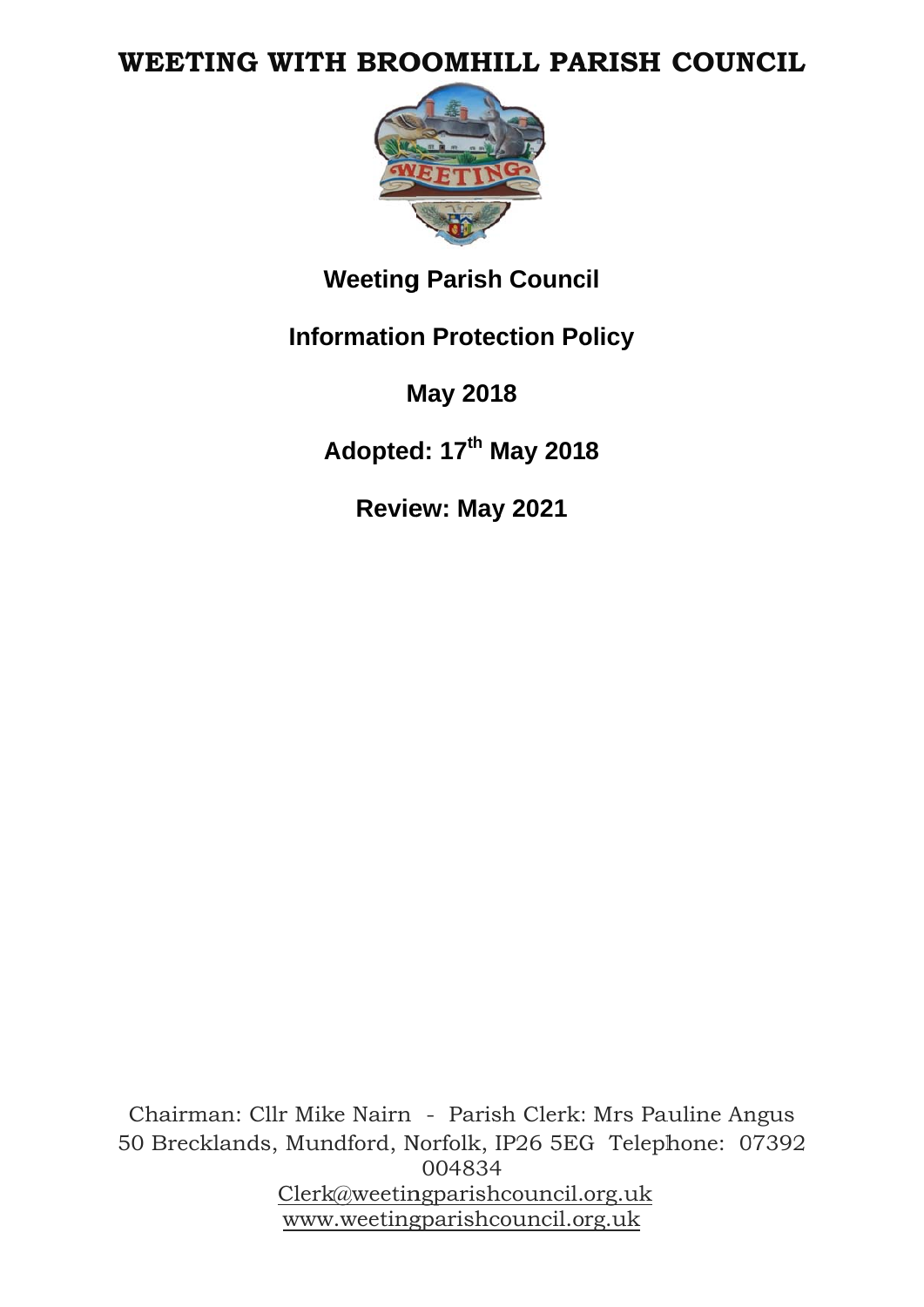# WEETING WITH BROOMHILL PARISH COUNCIL

**Weeting Parish Council**

**Information Protection Policy**

**May 2018**

**Adopted: 17th May 2018**

**Review: May 2021**

Chairman: Cllr Mike Nairn - Parish Clerk: Mrs Pauline Angus
50 Brecklands, Mundford, Norfolk, IP26 5EG Telephone: 07392 004834
Clerk@weetingparishcouncil.org.uk
www.weetingparishcouncil.org.uk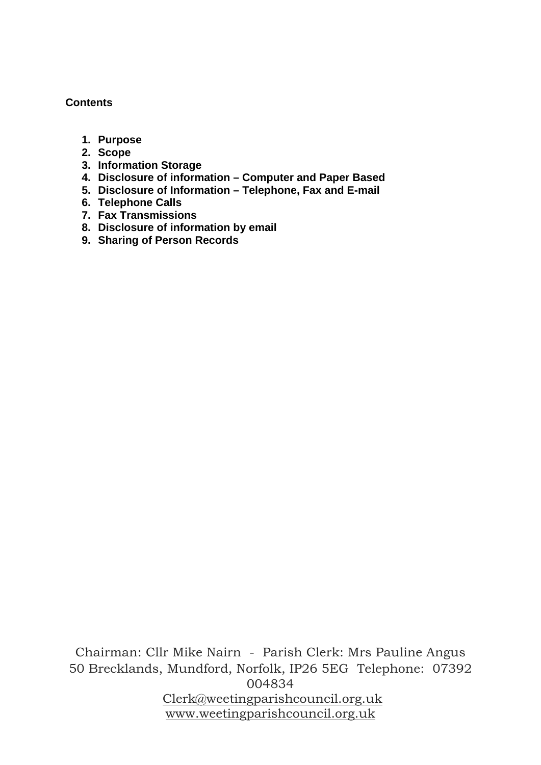**Contents**

1. **Purpose**
2. **Scope**
3. **Information Storage**
4. **Disclosure of information – Computer and Paper Based**
5. **Disclosure of Information – Telephone, Fax and E-mail**
6. **Telephone Calls**
7. **Fax Transmissions**
8. **Disclosure of information by email**
9. **Sharing of Person Records**

Chairman: Cllr Mike Nairn - Parish Clerk: Mrs Pauline Angus
50 Brecklands, Mundford, Norfolk, IP26 5EG Telephone: 07392 004834
Clerk@weetingparishcouncil.org.uk
www.weetingparishcouncil.org.uk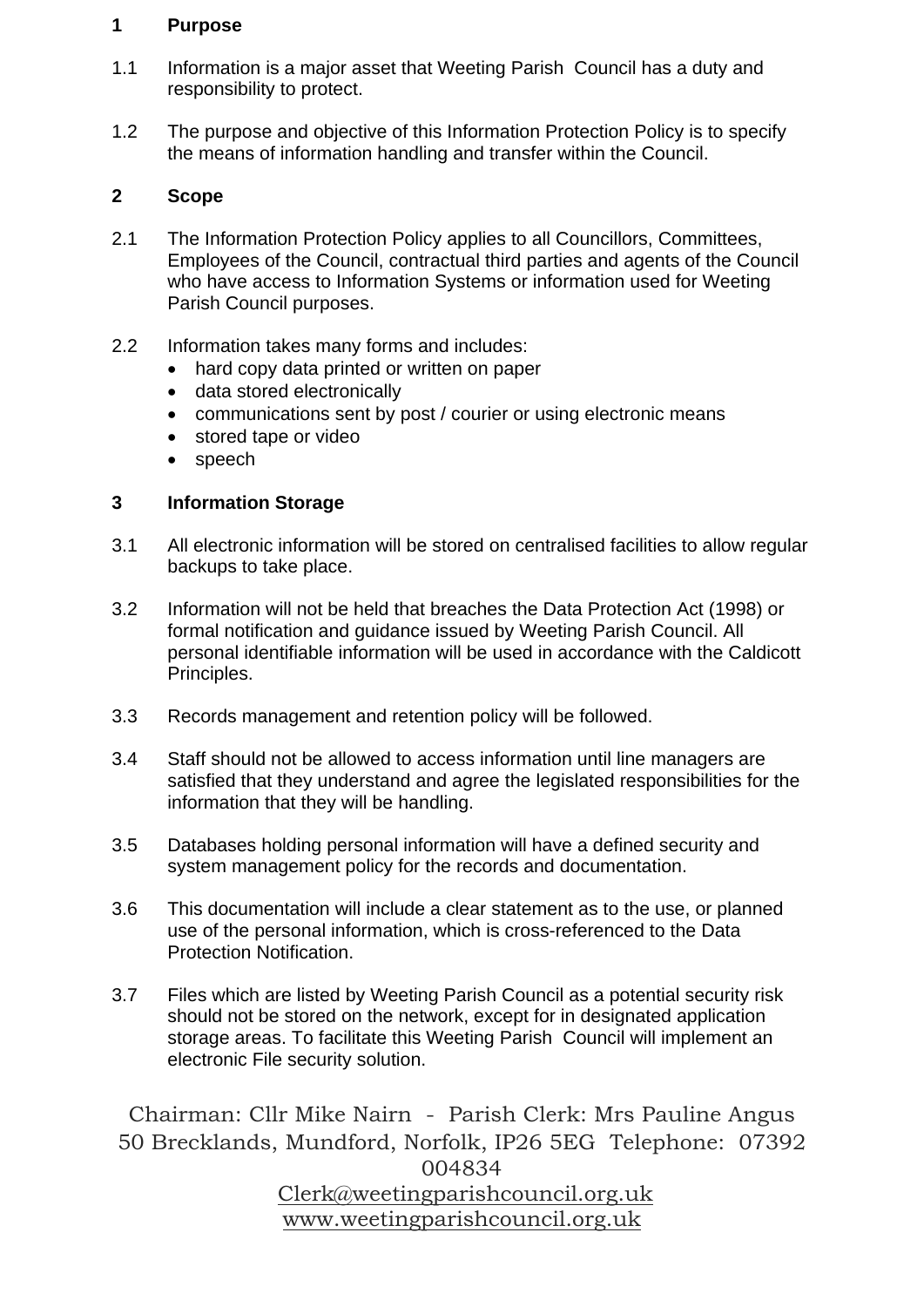## 1 Purpose

1.1 Information is a major asset that Weeting Parish Council has a duty and responsibility to protect.

1.2 The purpose and objective of this Information Protection Policy is to specify the means of information handling and transfer within the Council.

## 2 Scope

2.1 The Information Protection Policy applies to all Councillors, Committees, Employees of the Council, contractual third parties and agents of the Council who have access to Information Systems or information used for Weeting Parish Council purposes.

2.2 Information takes many forms and includes:

- hard copy data printed or written on paper
- data stored electronically
- communications sent by post / courier or using electronic means
- stored tape or video
- speech

## 3 Information Storage

3.1 All electronic information will be stored on centralised facilities to allow regular backups to take place.

3.2 Information will not be held that breaches the Data Protection Act (1998) or formal notification and guidance issued by Weeting Parish Council. All personal identifiable information will be used in accordance with the Caldicott Principles.

3.3 Records management and retention policy will be followed.

3.4 Staff should not be allowed to access information until line managers are satisfied that they understand and agree the legislated responsibilities for the information that they will be handling.

3.5 Databases holding personal information will have a defined security and system management policy for the records and documentation.

3.6 This documentation will include a clear statement as to the use, or planned use of the personal information, which is cross-referenced to the Data Protection Notification.

3.7 Files which are listed by Weeting Parish Council as a potential security risk should not be stored on the network, except for in designated application storage areas. To facilitate this Weeting Parish Council will implement an electronic File security solution.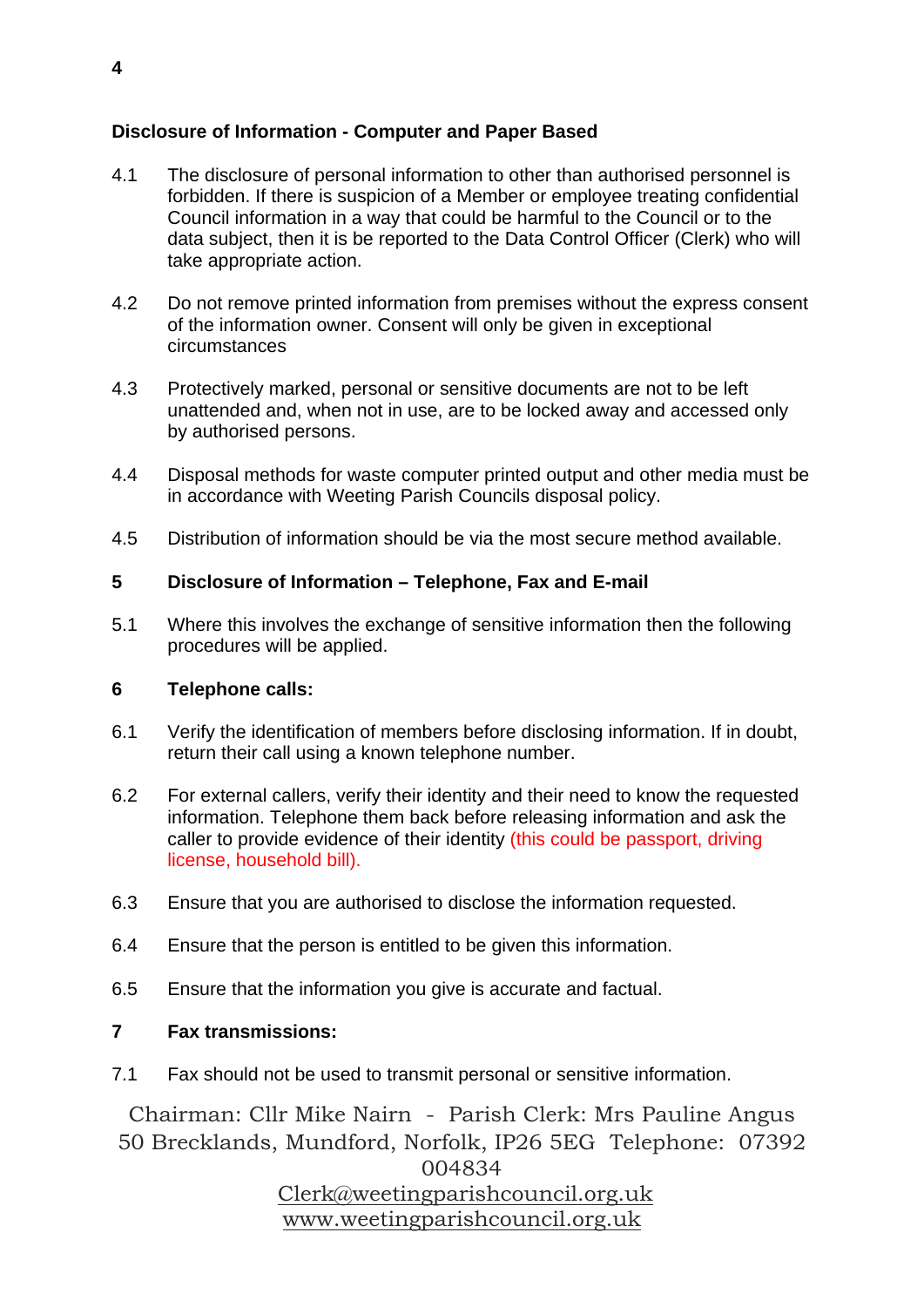**Disclosure of Information - Computer and Paper Based**

4.1 The disclosure of personal information to other than authorised personnel is forbidden. If there is suspicion of a Member or employee treating confidential Council information in a way that could be harmful to the Council or to the data subject, then it is be reported to the Data Control Officer (Clerk) who will take appropriate action.

4.2 Do not remove printed information from premises without the express consent of the information owner. Consent will only be given in exceptional circumstances

4.3 Protectively marked, personal or sensitive documents are not to be left unattended and, when not in use, are to be locked away and accessed only by authorised persons.

4.4 Disposal methods for waste computer printed output and other media must be in accordance with Weeting Parish Councils disposal policy.

4.5 Distribution of information should be via the most secure method available.

## 5 Disclosure of Information – Telephone, Fax and E-mail

5.1 Where this involves the exchange of sensitive information then the following procedures will be applied.

## 6 Telephone calls:

6.1 Verify the identification of members before disclosing information. If in doubt, return their call using a known telephone number.

6.2 For external callers, verify their identity and their need to know the requested information. Telephone them back before releasing information and ask the caller to provide evidence of their identity (this could be passport, driving license, household bill).

6.3 Ensure that you are authorised to disclose the information requested.

6.4 Ensure that the person is entitled to be given this information.

6.5 Ensure that the information you give is accurate and factual.

## 7 Fax transmissions:

7.1 Fax should not be used to transmit personal or sensitive information.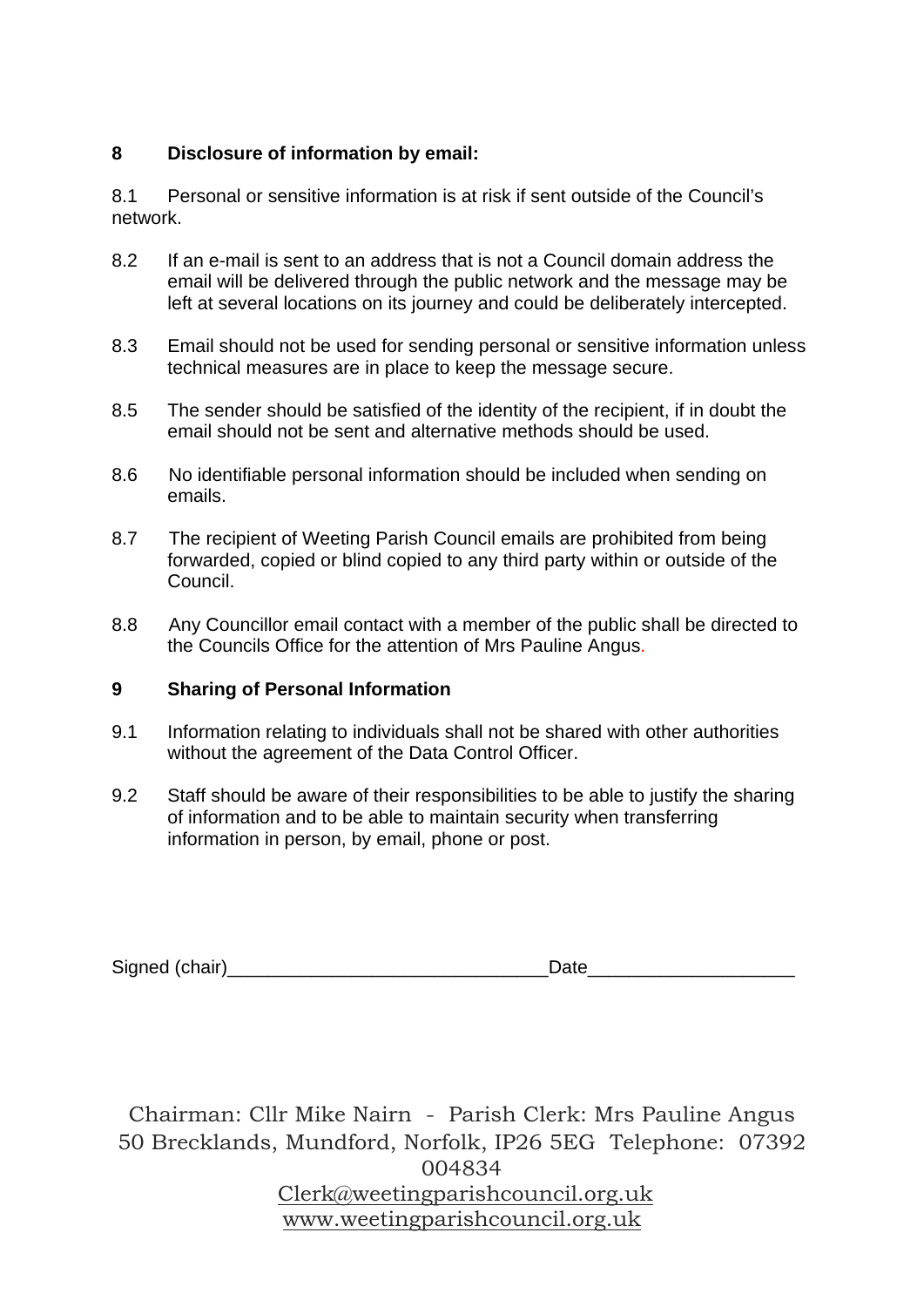**8 Disclosure of information by email:**

8.1 Personal or sensitive information is at risk if sent outside of the Council's network.

8.2 If an e-mail is sent to an address that is not a Council domain address the email will be delivered through the public network and the message may be left at several locations on its journey and could be deliberately intercepted.

8.3 Email should not be used for sending personal or sensitive information unless technical measures are in place to keep the message secure.

8.5 The sender should be satisfied of the identity of the recipient, if in doubt the email should not be sent and alternative methods should be used.

8.6 No identifiable personal information should be included when sending on emails.

8.7 The recipient of Weeting Parish Council emails are prohibited from being forwarded, copied or blind copied to any third party within or outside of the Council.

8.8 Any Councillor email contact with a member of the public shall be directed to the Councils Office for the attention of Mrs Pauline Angus.

**9 Sharing of Personal Information**

9.1 Information relating to individuals shall not be shared with other authorities without the agreement of the Data Control Officer.

9.2 Staff should be aware of their responsibilities to be able to justify the sharing of information and to be able to maintain security when transferring information in person, by email, phone or post.

Signed (chair)_______________________________Date____________________

Chairman: Cllr Mike Nairn - Parish Clerk: Mrs Pauline Angus
50 Brecklands, Mundford, Norfolk, IP26 5EG Telephone: 07392 004834
Clerk@weetingparishcouncil.org.uk
www.weetingparishcouncil.org.uk